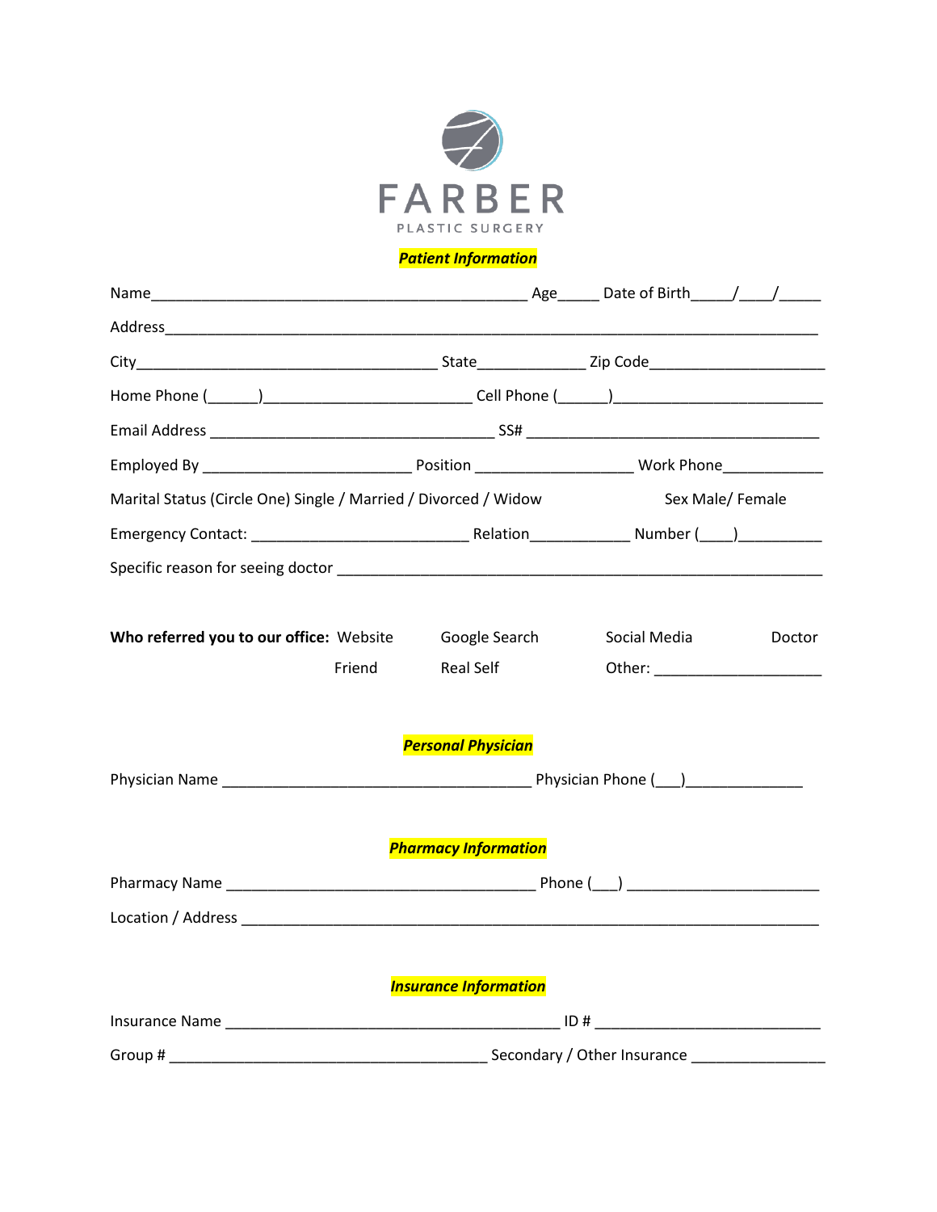# FARBER

PLASTIC SURGERY

## ***Patient Information***

Name_____________________________________________ Age_____ Date of Birth_____/____/_____

Address_______________________________________________________________________________

City____________________________________ State_____________ Zip Code_____________________

Home Phone (______)_________________________ Cell Phone (______)_________________________

Email Address ___________________________________ SS# ____________________________________

Employed By _________________________ Position ___________________ Work Phone____________

Marital Status (Circle One) Single / Married / Divorced / Widow Sex Male/ Female

Emergency Contact: __________________________ Relation____________ Number (____)__________

Specific reason for seeing doctor ____________________________________________________________

**Who referred you to our office:** Website Google Search Social Media Doctor Friend Real Self Other: ____________________

## ***Personal Physician***

Physician Name _____________________________________ Physician Phone (___)______________

## ***Pharmacy Information***

Pharmacy Name _____________________________________ Phone (___) _______________________

Location / Address _____________________________________________________________________

## ***Insurance Information***

Insurance Name _______________________________________ ID # ___________________________

Group # ______________________________________ Secondary / Other Insurance ________________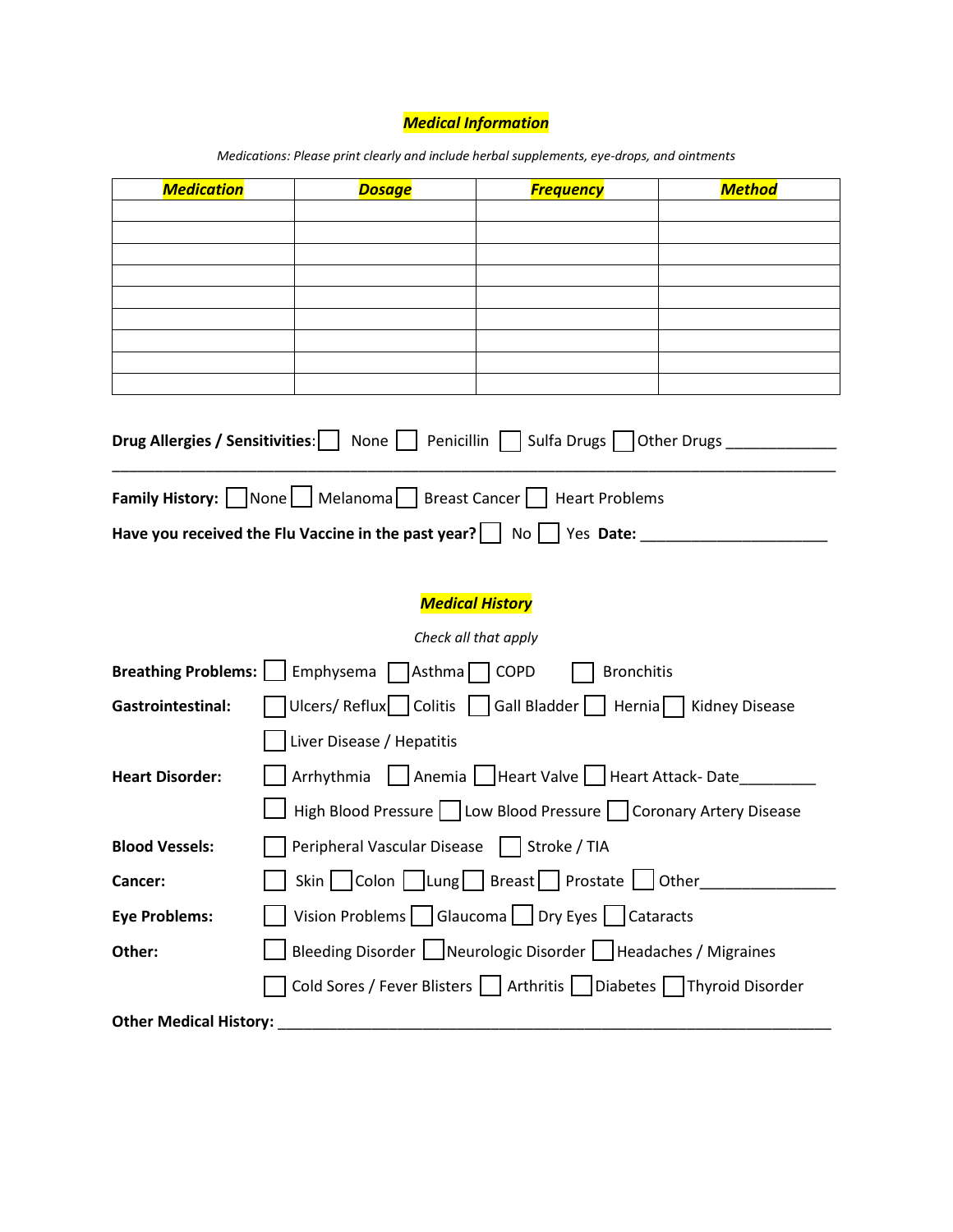## ***Medical Information***

*Medications: Please print clearly and include herbal supplements, eye-drops, and ointments*

| ***Medication*** | ***Dosage*** | ***Frequency*** | ***Method*** |
|---|---|---|---|
| | | | |
| | | | |
| | | | |
| | | | |
| | | | |
| | | | |
| | | | |
| | | | |
| | | | |

**Drug Allergies / Sensitivities**: ☐ None ☐ Penicillin ☐ Sulfa Drugs ☐ Other Drugs _____________
___________________________________________________________________________

**Family History:** ☐ None ☐ Melanoma ☐ Breast Cancer ☐ Heart Problems

**Have you received the Flu Vaccine in the past year?** ☐ No ☐ Yes **Date:** ______________________

## ***Medical History***

*Check all that apply*

**Breathing Problems:** ☐ Emphysema ☐ Asthma ☐ COPD ☐ Bronchitis

**Gastrointestinal:** ☐ Ulcers/ Reflux ☐ Colitis ☐ Gall Bladder ☐ Hernia ☐ Kidney Disease

☐ Liver Disease / Hepatitis

**Heart Disorder:** ☐ Arrhythmia ☐ Anemia ☐ Heart Valve ☐ Heart Attack- Date_________

☐ High Blood Pressure ☐ Low Blood Pressure ☐ Coronary Artery Disease

**Blood Vessels:** ☐ Peripheral Vascular Disease ☐ Stroke / TIA

**Cancer:** ☐ Skin ☐ Colon ☐ Lung ☐ Breast ☐ Prostate ☐ Other________________

**Eye Problems:** ☐ Vision Problems ☐ Glaucoma ☐ Dry Eyes ☐ Cataracts

**Other:** ☐ Bleeding Disorder ☐ Neurologic Disorder ☐ Headaches / Migraines

☐ Cold Sores / Fever Blisters ☐ Arthritis ☐ Diabetes ☐ Thyroid Disorder

**Other Medical History:** ___________________________________________________________________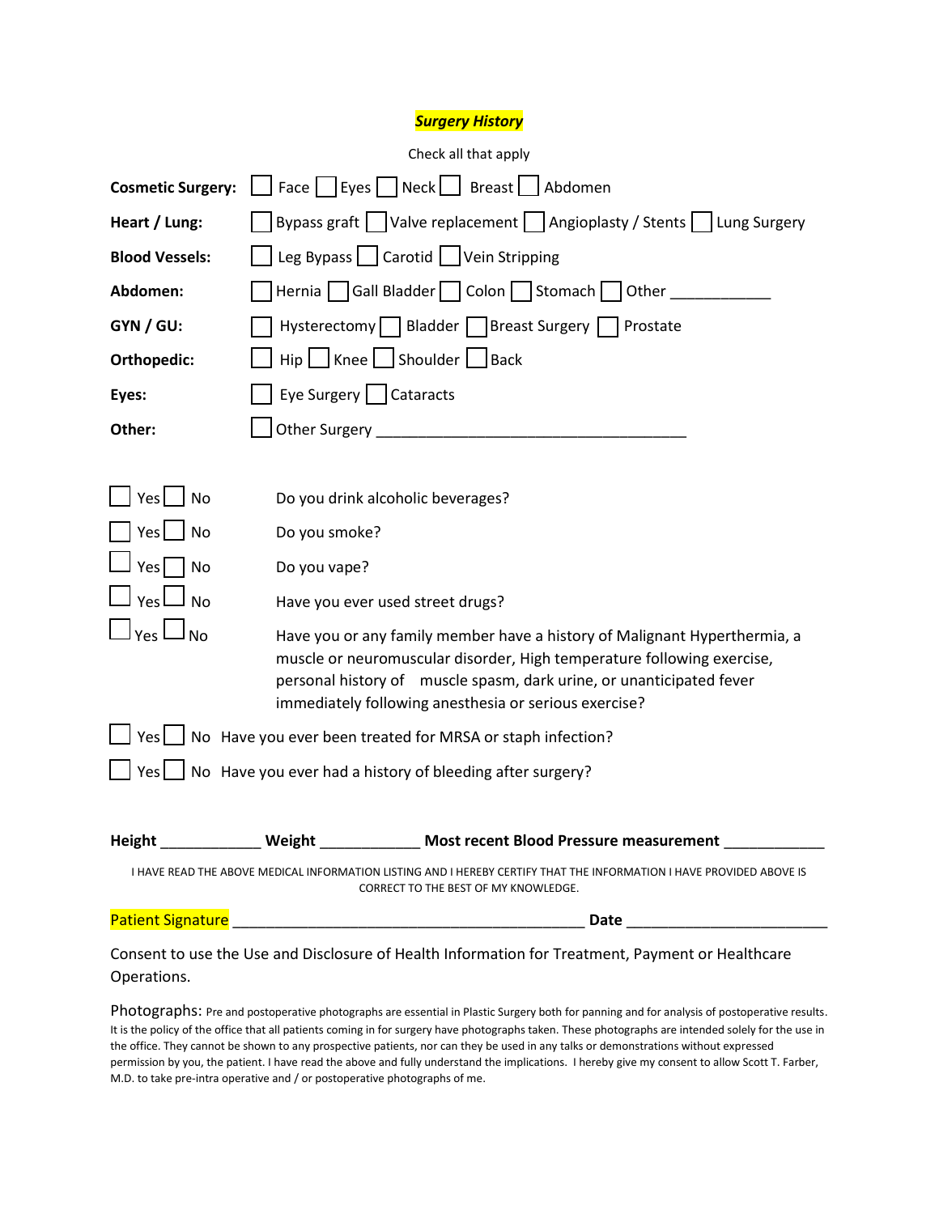## ***Surgery History***

Check all that apply

**Cosmetic Surgery:** ☐ Face ☐ Eyes ☐ Neck ☐ Breast ☐ Abdomen

**Heart / Lung:** ☐ Bypass graft ☐ Valve replacement ☐ Angioplasty / Stents ☐ Lung Surgery

**Blood Vessels:** ☐ Leg Bypass ☐ Carotid ☐ Vein Stripping

**Abdomen:** ☐ Hernia ☐ Gall Bladder ☐ Colon ☐ Stomach ☐ Other ____________

**GYN / GU:** ☐ Hysterectomy ☐ Bladder ☐ Breast Surgery ☐ Prostate

**Orthopedic:** ☐ Hip ☐ Knee ☐ Shoulder ☐ Back

**Eyes:** ☐ Eye Surgery ☐ Cataracts

**Other:** ☐ Other Surgery _____________________________________

☐ Yes ☐ No Do you drink alcoholic beverages?

☐ Yes ☐ No Do you smoke?

☐ Yes ☐ No Do you vape?

☐ Yes ☐ No Have you ever used street drugs?

☐ Yes ☐ No Have you or any family member have a history of Malignant Hyperthermia, a muscle or neuromuscular disorder, High temperature following exercise, personal history of muscle spasm, dark urine, or unanticipated fever immediately following anesthesia or serious exercise?

☐ Yes ☐ No Have you ever been treated for MRSA or staph infection?

☐ Yes ☐ No Have you ever had a history of bleeding after surgery?

**Height** ____________ **Weight** ____________ **Most recent Blood Pressure measurement** ____________

I HAVE READ THE ABOVE MEDICAL INFORMATION LISTING AND I HEREBY CERTIFY THAT THE INFORMATION I HAVE PROVIDED ABOVE IS CORRECT TO THE BEST OF MY KNOWLEDGE.

Patient Signature ___________________________________________ **Date** ________________________

Consent to use the Use and Disclosure of Health Information for Treatment, Payment or Healthcare Operations.

Photographs: Pre and postoperative photographs are essential in Plastic Surgery both for panning and for analysis of postoperative results. It is the policy of the office that all patients coming in for surgery have photographs taken. These photographs are intended solely for the use in the office. They cannot be shown to any prospective patients, nor can they be used in any talks or demonstrations without expressed permission by you, the patient. I have read the above and fully understand the implications. I hereby give my consent to allow Scott T. Farber, M.D. to take pre-intra operative and / or postoperative photographs of me.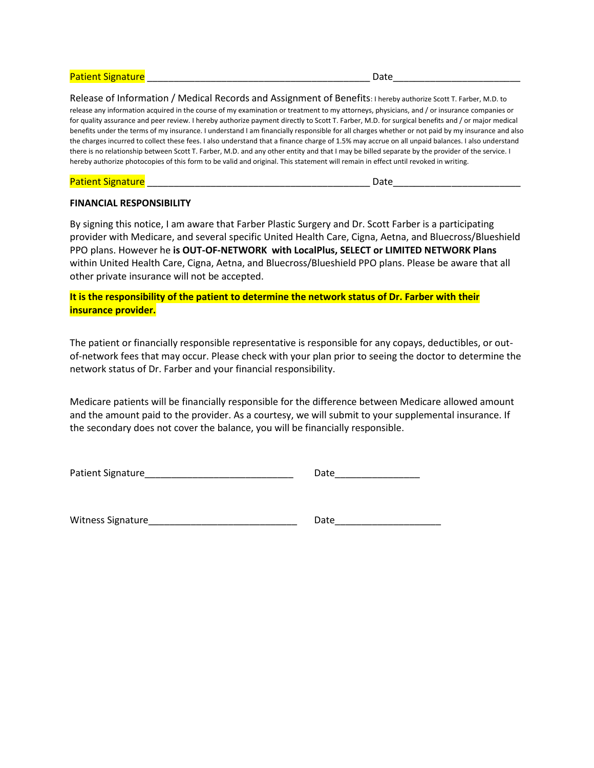Patient Signature ________________________________________ Date_______________________

Release of Information / Medical Records and Assignment of Benefits: I hereby authorize Scott T. Farber, M.D. to release any information acquired in the course of my examination or treatment to my attorneys, physicians, and / or insurance companies or for quality assurance and peer review. I hereby authorize payment directly to Scott T. Farber, M.D. for surgical benefits and / or major medical benefits under the terms of my insurance. I understand I am financially responsible for all charges whether or not paid by my insurance and also the charges incurred to collect these fees. I also understand that a finance charge of 1.5% may accrue on all unpaid balances. I also understand there is no relationship between Scott T. Farber, M.D. and any other entity and that I may be billed separate by the provider of the service. I hereby authorize photocopies of this form to be valid and original. This statement will remain in effect until revoked in writing.

Patient Signature ________________________________________ Date_______________________

**FINANCIAL RESPONSIBILITY**

By signing this notice, I am aware that Farber Plastic Surgery and Dr. Scott Farber is a participating provider with Medicare, and several specific United Health Care, Cigna, Aetna, and Bluecross/Blueshield PPO plans. However he **is OUT-OF-NETWORK with LocalPlus, SELECT or LIMITED NETWORK Plans** within United Health Care, Cigna, Aetna, and Bluecross/Blueshield PPO plans. Please be aware that all other private insurance will not be accepted.

**It is the responsibility of the patient to determine the network status of Dr. Farber with their insurance provider.**

The patient or financially responsible representative is responsible for any copays, deductibles, or out-of-network fees that may occur. Please check with your plan prior to seeing the doctor to determine the network status of Dr. Farber and your financial responsibility.

Medicare patients will be financially responsible for the difference between Medicare allowed amount and the amount paid to the provider. As a courtesy, we will submit to your supplemental insurance. If the secondary does not cover the balance, you will be financially responsible.

Patient Signature___________________________ Date_______________

Witness Signature___________________________ Date___________________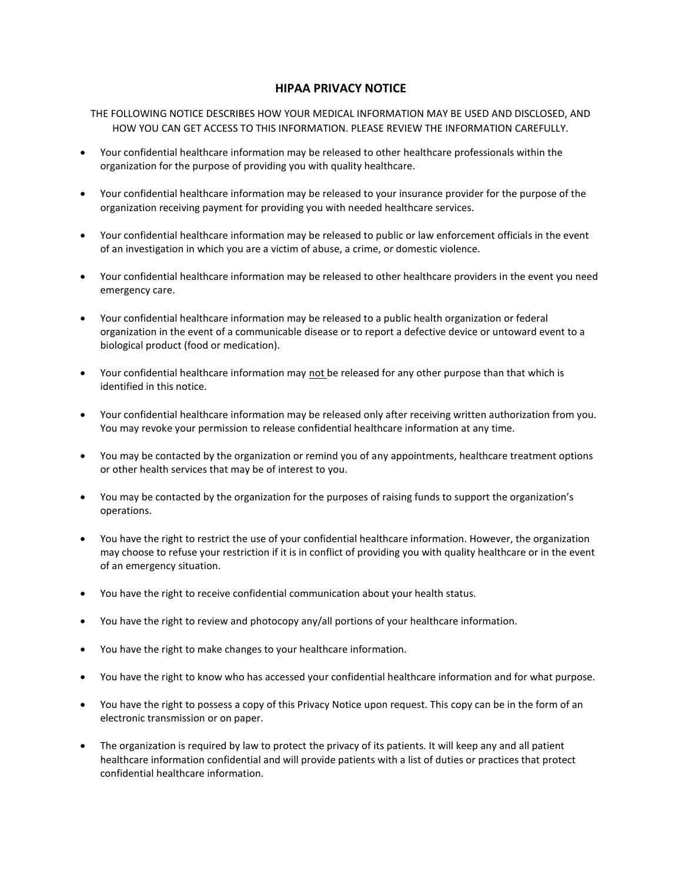# HIPAA PRIVACY NOTICE

THE FOLLOWING NOTICE DESCRIBES HOW YOUR MEDICAL INFORMATION MAY BE USED AND DISCLOSED, AND HOW YOU CAN GET ACCESS TO THIS INFORMATION. PLEASE REVIEW THE INFORMATION CAREFULLY.

- Your confidential healthcare information may be released to other healthcare professionals within the organization for the purpose of providing you with quality healthcare.
- Your confidential healthcare information may be released to your insurance provider for the purpose of the organization receiving payment for providing you with needed healthcare services.
- Your confidential healthcare information may be released to public or law enforcement officials in the event of an investigation in which you are a victim of abuse, a crime, or domestic violence.
- Your confidential healthcare information may be released to other healthcare providers in the event you need emergency care.
- Your confidential healthcare information may be released to a public health organization or federal organization in the event of a communicable disease or to report a defective device or untoward event to a biological product (food or medication).
- Your confidential healthcare information may <u>not</u> be released for any other purpose than that which is identified in this notice.
- Your confidential healthcare information may be released only after receiving written authorization from you. You may revoke your permission to release confidential healthcare information at any time.
- You may be contacted by the organization or remind you of any appointments, healthcare treatment options or other health services that may be of interest to you.
- You may be contacted by the organization for the purposes of raising funds to support the organization's operations.
- You have the right to restrict the use of your confidential healthcare information. However, the organization may choose to refuse your restriction if it is in conflict of providing you with quality healthcare or in the event of an emergency situation.
- You have the right to receive confidential communication about your health status.
- You have the right to review and photocopy any/all portions of your healthcare information.
- You have the right to make changes to your healthcare information.
- You have the right to know who has accessed your confidential healthcare information and for what purpose.
- You have the right to possess a copy of this Privacy Notice upon request. This copy can be in the form of an electronic transmission or on paper.
- The organization is required by law to protect the privacy of its patients. It will keep any and all patient healthcare information confidential and will provide patients with a list of duties or practices that protect confidential healthcare information.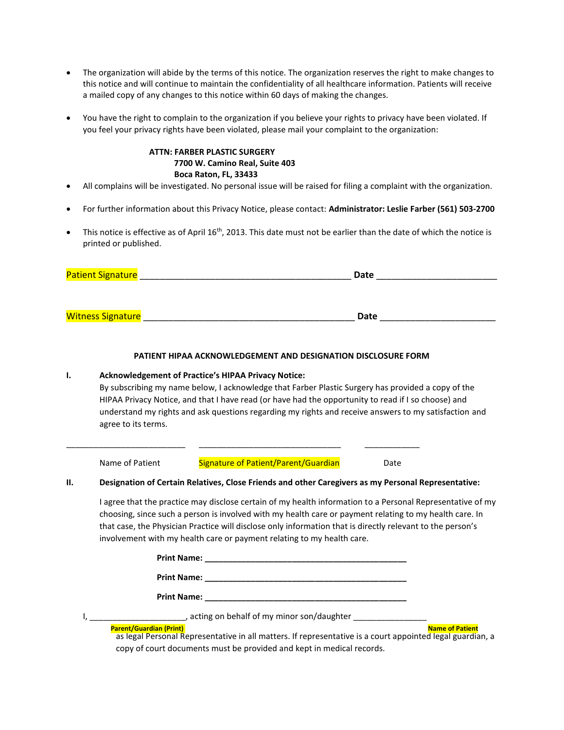- The organization will abide by the terms of this notice. The organization reserves the right to make changes to this notice and will continue to maintain the confidentiality of all healthcare information. Patients will receive a mailed copy of any changes to this notice within 60 days of making the changes.

- You have the right to complain to the organization if you believe your rights to privacy have been violated. If you feel your privacy rights have been violated, please mail your complaint to the organization:

  **ATTN: FARBER PLASTIC SURGERY**
  **7700 W. Camino Real, Suite 403**
  **Boca Raton, FL, 33433**

- All complains will be investigated. No personal issue will be raised for filing a complaint with the organization.

- For further information about this Privacy Notice, please contact: **Administrator: Leslie Farber (561) 503-2700**

- This notice is effective as of April 16th, 2013. This date must not be earlier than the date of which the notice is printed or published.

Patient Signature ___________________________________________ **Date** ________________________

Witness Signature ___________________________________________ **Date** ________________________

**PATIENT HIPAA ACKNOWLEDGEMENT AND DESIGNATION DISCLOSURE FORM**

**I. Acknowledgement of Practice's HIPAA Privacy Notice:**

By subscribing my name below, I acknowledge that Farber Plastic Surgery has provided a copy of the HIPAA Privacy Notice, and that I have read (or have had the opportunity to read if I so choose) and understand my rights and ask questions regarding my rights and receive answers to my satisfaction and agree to its terms.

__________________________ _______________________________ ____________

Name of Patient Signature of Patient/Parent/Guardian Date

**II. Designation of Certain Relatives, Close Friends and other Caregivers as my Personal Representative:**

I agree that the practice may disclose certain of my health information to a Personal Representative of my choosing, since such a person is involved with my health care or payment relating to my health care. In that case, the Physician Practice will disclose only information that is directly relevant to the person's involvement with my health care or payment relating to my health care.

**Print Name: ____________________________________________**

**Print Name: ____________________________________________**

**Print Name: ____________________________________________**

I, _____________________, acting on behalf of my minor son/daughter ________________
Parent/Guardian (Print) Name of Patient
as legal Personal Representative in all matters. If representative is a court appointed legal guardian, a copy of court documents must be provided and kept in medical records.